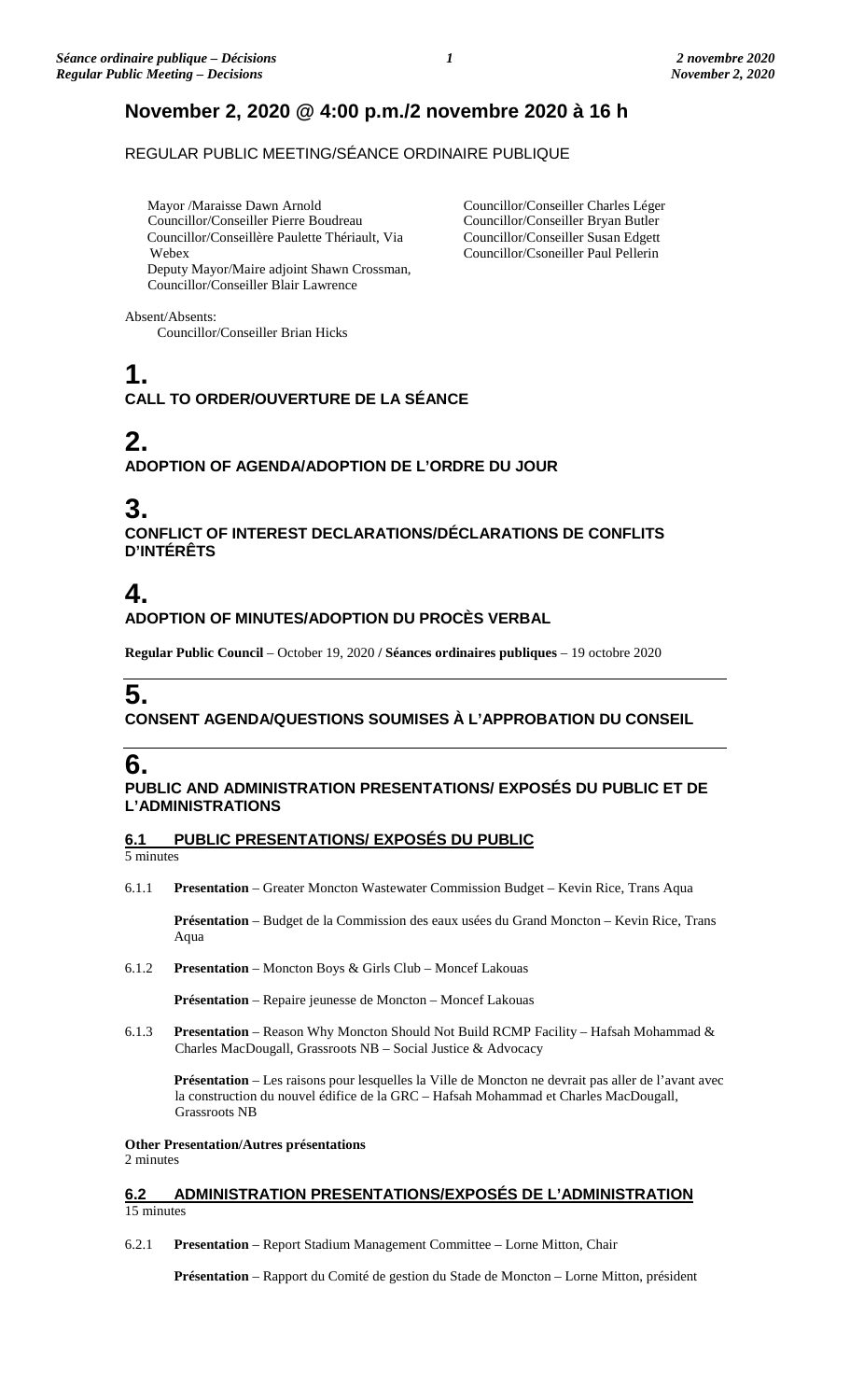# November 2, 2020 @ 4:00 p.m./2 novembre 2020 à 16 h

REGULAR PUBLIC MEETING/SÉANCE ORDINAIRE PUBLIQUE

Mayor /Maraisse Dawn Arnold
Councillor/Conseiller Pierre Boudreau
Councillor/Conseillère Paulette Thériault, Via Webex
Deputy Mayor/Maire adjoint Shawn Crossman,
Councillor/Conseiller Blair Lawrence
Councillor/Conseiller Charles Léger
Councillor/Conseiller Bryan Butler
Councillor/Conseiller Susan Edgett
Councillor/Csoneiller Paul Pellerin

Absent/Absents:
Councillor/Conseiller Brian Hicks

## 1.
**CALL TO ORDER/OUVERTURE DE LA SÉANCE**

## 2.
**ADOPTION OF AGENDA/ADOPTION DE L'ORDRE DU JOUR**

## 3.
**CONFLICT OF INTEREST DECLARATIONS/DÉCLARATIONS DE CONFLITS D'INTÉRÊTS**

## 4.
**ADOPTION OF MINUTES/ADOPTION DU PROCÈS VERBAL**

**Regular Public Council** – October 19, 2020 **/ Séances ordinaires publiques** – 19 octobre 2020

## 5.
**CONSENT AGENDA/QUESTIONS SOUMISES À L'APPROBATION DU CONSEIL**

## 6.
**PUBLIC AND ADMINISTRATION PRESENTATIONS/ EXPOSÉS DU PUBLIC ET DE L'ADMINISTRATIONS**

### 6.1 PUBLIC PRESENTATIONS/ EXPOSÉS DU PUBLIC

5 minutes

6.1.1 **Presentation** – Greater Moncton Wastewater Commission Budget – Kevin Rice, Trans Aqua

**Présentation** – Budget de la Commission des eaux usées du Grand Moncton – Kevin Rice, Trans Aqua

6.1.2 **Presentation** – Moncton Boys & Girls Club – Moncef Lakouas

**Présentation** – Repaire jeunesse de Moncton – Moncef Lakouas

6.1.3 **Presentation** – Reason Why Moncton Should Not Build RCMP Facility – Hafsah Mohammad & Charles MacDougall, Grassroots NB – Social Justice & Advocacy

**Présentation** – Les raisons pour lesquelles la Ville de Moncton ne devrait pas aller de l'avant avec la construction du nouvel édifice de la GRC – Hafsah Mohammad et Charles MacDougall, Grassroots NB

**Other Presentation/Autres présentations**
2 minutes

### 6.2 ADMINISTRATION PRESENTATIONS/EXPOSÉS DE L'ADMINISTRATION

15 minutes

6.2.1 **Presentation** – Report Stadium Management Committee – Lorne Mitton, Chair

**Présentation** – Rapport du Comité de gestion du Stade de Moncton – Lorne Mitton, président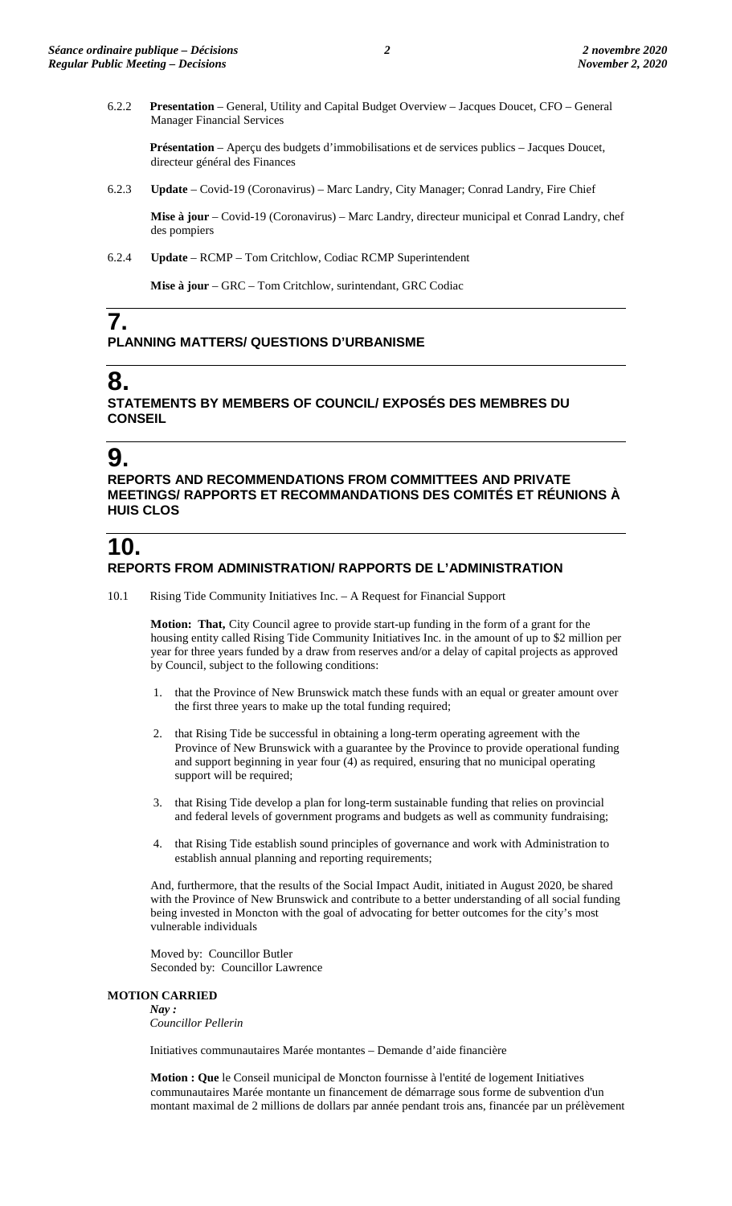6.2.2 **Presentation** – General, Utility and Capital Budget Overview – Jacques Doucet, CFO – General Manager Financial Services

**Présentation** – Aperçu des budgets d'immobilisations et de services publics – Jacques Doucet, directeur général des Finances

6.2.3 **Update** – Covid-19 (Coronavirus) – Marc Landry, City Manager; Conrad Landry, Fire Chief

**Mise à jour** – Covid-19 (Coronavirus) – Marc Landry, directeur municipal et Conrad Landry, chef des pompiers

6.2.4 **Update** – RCMP – Tom Critchlow, Codiac RCMP Superintendent

**Mise à jour** – GRC – Tom Critchlow, surintendant, GRC Codiac

# 7.
## PLANNING MATTERS/ QUESTIONS D'URBANISME

# 8.
## STATEMENTS BY MEMBERS OF COUNCIL/ EXPOSÉS DES MEMBRES DU CONSEIL

# 9.
## REPORTS AND RECOMMENDATIONS FROM COMMITTEES AND PRIVATE MEETINGS/ RAPPORTS ET RECOMMANDATIONS DES COMITÉS ET RÉUNIONS À HUIS CLOS

# 10.
## REPORTS FROM ADMINISTRATION/ RAPPORTS DE L'ADMINISTRATION

10.1 Rising Tide Community Initiatives Inc. – A Request for Financial Support

**Motion: That,** City Council agree to provide start-up funding in the form of a grant for the housing entity called Rising Tide Community Initiatives Inc. in the amount of up to $2 million per year for three years funded by a draw from reserves and/or a delay of capital projects as approved by Council, subject to the following conditions:

1. that the Province of New Brunswick match these funds with an equal or greater amount over the first three years to make up the total funding required;
2. that Rising Tide be successful in obtaining a long-term operating agreement with the Province of New Brunswick with a guarantee by the Province to provide operational funding and support beginning in year four (4) as required, ensuring that no municipal operating support will be required;
3. that Rising Tide develop a plan for long-term sustainable funding that relies on provincial and federal levels of government programs and budgets as well as community fundraising;
4. that Rising Tide establish sound principles of governance and work with Administration to establish annual planning and reporting requirements;

And, furthermore, that the results of the Social Impact Audit, initiated in August 2020, be shared with the Province of New Brunswick and contribute to a better understanding of all social funding being invested in Moncton with the goal of advocating for better outcomes for the city's most vulnerable individuals

Moved by: Councillor Butler
Seconded by: Councillor Lawrence

**MOTION CARRIED**

***Nay :***
*Councillor Pellerin*

Initiatives communautaires Marée montantes – Demande d'aide financière

**Motion : Que** le Conseil municipal de Moncton fournisse à l'entité de logement Initiatives communautaires Marée montante un financement de démarrage sous forme de subvention d'un montant maximal de 2 millions de dollars par année pendant trois ans, financée par un prélèvement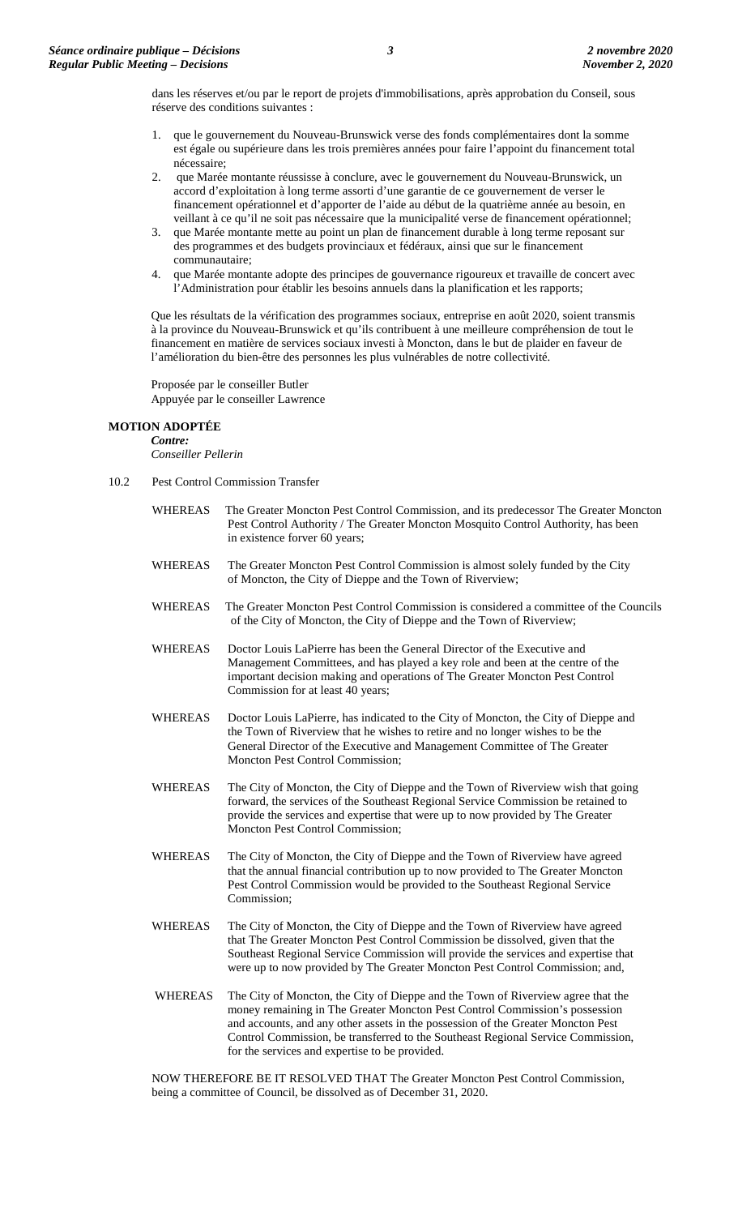dans les réserves et/ou par le report de projets d'immobilisations, après approbation du Conseil, sous réserve des conditions suivantes :

1. que le gouvernement du Nouveau-Brunswick verse des fonds complémentaires dont la somme est égale ou supérieure dans les trois premières années pour faire l'appoint du financement total nécessaire;
2. que Marée montante réussisse à conclure, avec le gouvernement du Nouveau-Brunswick, un accord d'exploitation à long terme assorti d'une garantie de ce gouvernement de verser le financement opérationnel et d'apporter de l'aide au début de la quatrième année au besoin, en veillant à ce qu'il ne soit pas nécessaire que la municipalité verse de financement opérationnel;
3. que Marée montante mette au point un plan de financement durable à long terme reposant sur des programmes et des budgets provinciaux et fédéraux, ainsi que sur le financement communautaire;
4. que Marée montante adopte des principes de gouvernance rigoureux et travaille de concert avec l'Administration pour établir les besoins annuels dans la planification et les rapports;

Que les résultats de la vérification des programmes sociaux, entreprise en août 2020, soient transmis à la province du Nouveau-Brunswick et qu'ils contribuent à une meilleure compréhension de tout le financement en matière de services sociaux investi à Moncton, dans le but de plaider en faveur de l'amélioration du bien-être des personnes les plus vulnérables de notre collectivité.

Proposée par le conseiller Butler
Appuyée par le conseiller Lawrence

**MOTION ADOPTÉE**
***Contre:***
*Conseiller Pellerin*

10.2 Pest Control Commission Transfer

WHEREAS The Greater Moncton Pest Control Commission, and its predecessor The Greater Moncton Pest Control Authority / The Greater Moncton Mosquito Control Authority, has been in existence forver 60 years;

WHEREAS The Greater Moncton Pest Control Commission is almost solely funded by the City of Moncton, the City of Dieppe and the Town of Riverview;

WHEREAS The Greater Moncton Pest Control Commission is considered a committee of the Councils of the City of Moncton, the City of Dieppe and the Town of Riverview;

WHEREAS Doctor Louis LaPierre has been the General Director of the Executive and Management Committees, and has played a key role and been at the centre of the important decision making and operations of The Greater Moncton Pest Control Commission for at least 40 years;

WHEREAS Doctor Louis LaPierre, has indicated to the City of Moncton, the City of Dieppe and the Town of Riverview that he wishes to retire and no longer wishes to be the General Director of the Executive and Management Committee of The Greater Moncton Pest Control Commission;

WHEREAS The City of Moncton, the City of Dieppe and the Town of Riverview wish that going forward, the services of the Southeast Regional Service Commission be retained to provide the services and expertise that were up to now provided by The Greater Moncton Pest Control Commission;

WHEREAS The City of Moncton, the City of Dieppe and the Town of Riverview have agreed that the annual financial contribution up to now provided to The Greater Moncton Pest Control Commission would be provided to the Southeast Regional Service Commission;

WHEREAS The City of Moncton, the City of Dieppe and the Town of Riverview have agreed that The Greater Moncton Pest Control Commission be dissolved, given that the Southeast Regional Service Commission will provide the services and expertise that were up to now provided by The Greater Moncton Pest Control Commission; and,

WHEREAS The City of Moncton, the City of Dieppe and the Town of Riverview agree that the money remaining in The Greater Moncton Pest Control Commission's possession and accounts, and any other assets in the possession of the Greater Moncton Pest Control Commission, be transferred to the Southeast Regional Service Commission, for the services and expertise to be provided.

NOW THEREFORE BE IT RESOLVED THAT The Greater Moncton Pest Control Commission, being a committee of Council, be dissolved as of December 31, 2020.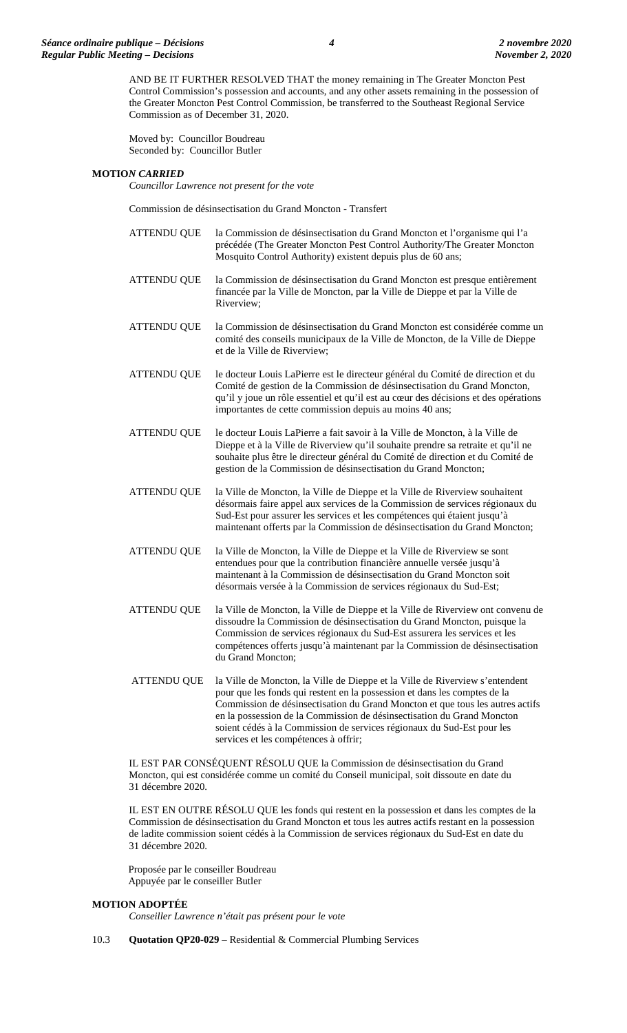AND BE IT FURTHER RESOLVED THAT the money remaining in The Greater Moncton Pest Control Commission's possession and accounts, and any other assets remaining in the possession of the Greater Moncton Pest Control Commission, be transferred to the Southeast Regional Service Commission as of December 31, 2020.

Moved by: Councillor Boudreau
Seconded by: Councillor Butler

**MOTIO*N CARRIED***
*Councillor Lawrence not present for the vote*

Commission de désinsectisation du Grand Moncton - Transfert

ATTENDU QUE la Commission de désinsectisation du Grand Moncton et l'organisme qui l'a précédée (The Greater Moncton Pest Control Authority/The Greater Moncton Mosquito Control Authority) existent depuis plus de 60 ans;

ATTENDU QUE la Commission de désinsectisation du Grand Moncton est presque entièrement financée par la Ville de Moncton, par la Ville de Dieppe et par la Ville de Riverview;

ATTENDU QUE la Commission de désinsectisation du Grand Moncton est considérée comme un comité des conseils municipaux de la Ville de Moncton, de la Ville de Dieppe et de la Ville de Riverview;

ATTENDU QUE le docteur Louis LaPierre est le directeur général du Comité de direction et du Comité de gestion de la Commission de désinsectisation du Grand Moncton, qu'il y joue un rôle essentiel et qu'il est au cœur des décisions et des opérations importantes de cette commission depuis au moins 40 ans;

ATTENDU QUE le docteur Louis LaPierre a fait savoir à la Ville de Moncton, à la Ville de Dieppe et à la Ville de Riverview qu'il souhaite prendre sa retraite et qu'il ne souhaite plus être le directeur général du Comité de direction et du Comité de gestion de la Commission de désinsectisation du Grand Moncton;

ATTENDU QUE la Ville de Moncton, la Ville de Dieppe et la Ville de Riverview souhaitent désormais faire appel aux services de la Commission de services régionaux du Sud-Est pour assurer les services et les compétences qui étaient jusqu'à maintenant offerts par la Commission de désinsectisation du Grand Moncton;

ATTENDU QUE la Ville de Moncton, la Ville de Dieppe et la Ville de Riverview se sont entendues pour que la contribution financière annuelle versée jusqu'à maintenant à la Commission de désinsectisation du Grand Moncton soit désormais versée à la Commission de services régionaux du Sud-Est;

ATTENDU QUE la Ville de Moncton, la Ville de Dieppe et la Ville de Riverview ont convenu de dissoudre la Commission de désinsectisation du Grand Moncton, puisque la Commission de services régionaux du Sud-Est assurera les services et les compétences offerts jusqu'à maintenant par la Commission de désinsectisation du Grand Moncton;

ATTENDU QUE la Ville de Moncton, la Ville de Dieppe et la Ville de Riverview s'entendent pour que les fonds qui restent en la possession et dans les comptes de la Commission de désinsectisation du Grand Moncton et que tous les autres actifs en la possession de la Commission de désinsectisation du Grand Moncton soient cédés à la Commission de services régionaux du Sud-Est pour les services et les compétences à offrir;

IL EST PAR CONSÉQUENT RÉSOLU QUE la Commission de désinsectisation du Grand Moncton, qui est considérée comme un comité du Conseil municipal, soit dissoute en date du 31 décembre 2020.

IL EST EN OUTRE RÉSOLU QUE les fonds qui restent en la possession et dans les comptes de la Commission de désinsectisation du Grand Moncton et tous les autres actifs restant en la possession de ladite commission soient cédés à la Commission de services régionaux du Sud-Est en date du 31 décembre 2020.

Proposée par le conseiller Boudreau
Appuyée par le conseiller Butler

**MOTION ADOPTÉE**
*Conseiller Lawrence n'était pas présent pour le vote*

10.3 **Quotation QP20-029** – Residential & Commercial Plumbing Services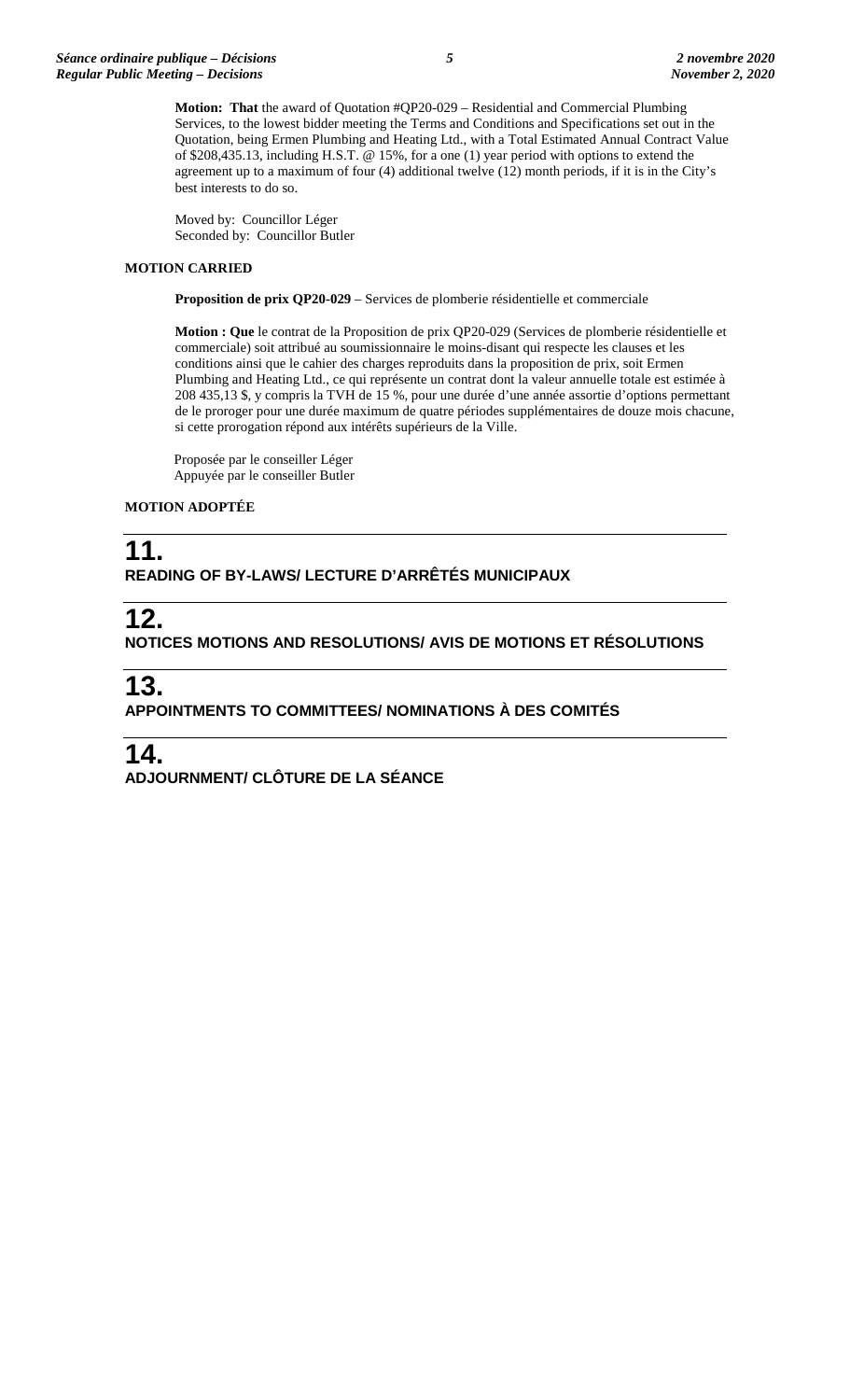**Motion: That** the award of Quotation #QP20-029 – Residential and Commercial Plumbing Services, to the lowest bidder meeting the Terms and Conditions and Specifications set out in the Quotation, being Ermen Plumbing and Heating Ltd., with a Total Estimated Annual Contract Value of $208,435.13, including H.S.T. @ 15%, for a one (1) year period with options to extend the agreement up to a maximum of four (4) additional twelve (12) month periods, if it is in the City's best interests to do so.

Moved by: Councillor Léger
Seconded by: Councillor Butler

**MOTION CARRIED**

**Proposition de prix QP20-029** – Services de plomberie résidentielle et commerciale

**Motion : Que** le contrat de la Proposition de prix QP20-029 (Services de plomberie résidentielle et commerciale) soit attribué au soumissionnaire le moins-disant qui respecte les clauses et les conditions ainsi que le cahier des charges reproduits dans la proposition de prix, soit Ermen Plumbing and Heating Ltd., ce qui représente un contrat dont la valeur annuelle totale est estimée à 208 435,13 $, y compris la TVH de 15 %, pour une durée d'une année assortie d'options permettant de le proroger pour une durée maximum de quatre périodes supplémentaires de douze mois chacune, si cette prorogation répond aux intérêts supérieurs de la Ville.

Proposée par le conseiller Léger
Appuyée par le conseiller Butler

**MOTION ADOPTÉE**

## 11.
**READING OF BY-LAWS/ LECTURE D'ARRÊTÉS MUNICIPAUX**

## 12.
**NOTICES MOTIONS AND RESOLUTIONS/ AVIS DE MOTIONS ET RÉSOLUTIONS**

## 13.
**APPOINTMENTS TO COMMITTEES/ NOMINATIONS À DES COMITÉS**

## 14.
**ADJOURNMENT/ CLÔTURE DE LA SÉANCE**